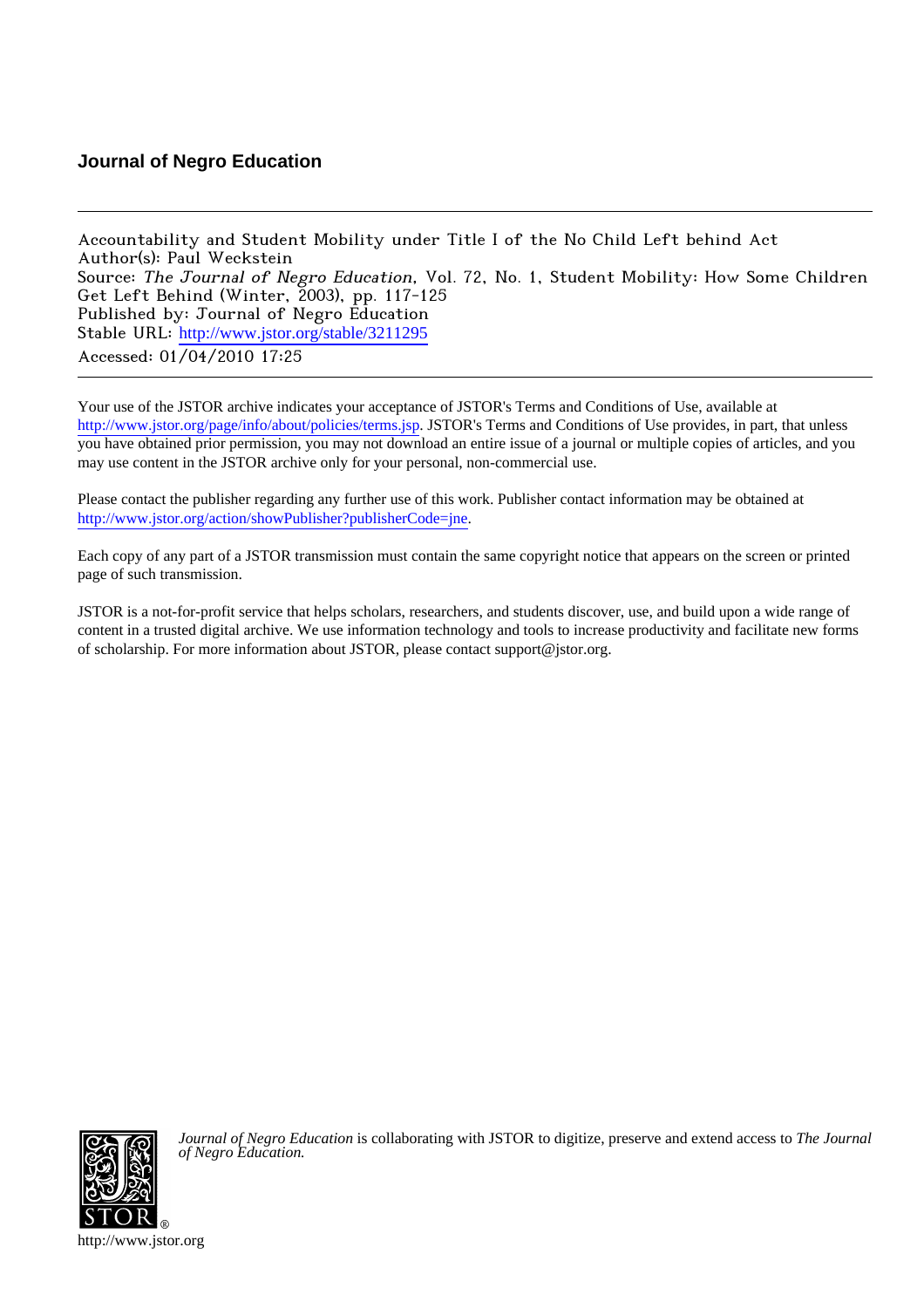# Journal of Negro Education

Accountability and Student Mobility under Title I of the No Child Left behind Act
Author(s): Paul Weckstein
Source: *The Journal of Negro Education*, Vol. 72, No. 1, Student Mobility: How Some Children Get Left Behind (Winter, 2003), pp. 117-125
Published by: Journal of Negro Education
Stable URL: http://www.jstor.org/stable/3211295
Accessed: 01/04/2010 17:25

Your use of the JSTOR archive indicates your acceptance of JSTOR's Terms and Conditions of Use, available at http://www.jstor.org/page/info/about/policies/terms.jsp. JSTOR's Terms and Conditions of Use provides, in part, that unless you have obtained prior permission, you may not download an entire issue of a journal or multiple copies of articles, and you may use content in the JSTOR archive only for your personal, non-commercial use.

Please contact the publisher regarding any further use of this work. Publisher contact information may be obtained at http://www.jstor.org/action/showPublisher?publisherCode=jne.

Each copy of any part of a JSTOR transmission must contain the same copyright notice that appears on the screen or printed page of such transmission.

JSTOR is a not-for-profit service that helps scholars, researchers, and students discover, use, and build upon a wide range of content in a trusted digital archive. We use information technology and tools to increase productivity and facilitate new forms of scholarship. For more information about JSTOR, please contact support@jstor.org.

*Journal of Negro Education* is collaborating with JSTOR to digitize, preserve and extend access to *The Journal of Negro Education.*

http://www.jstor.org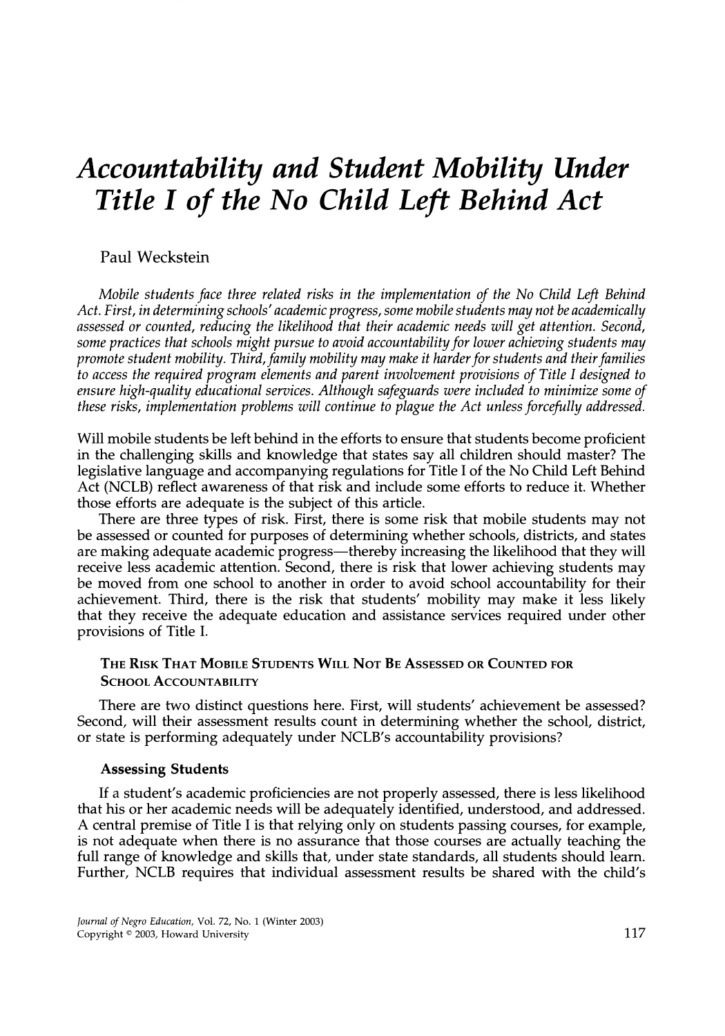# Accountability and Student Mobility Under Title I of the No Child Left Behind Act

Paul Weckstein

*Mobile students face three related risks in the implementation of the No Child Left Behind Act. First, in determining schools' academic progress, some mobile students may not be academically assessed or counted, reducing the likelihood that their academic needs will get attention. Second, some practices that schools might pursue to avoid accountability for lower achieving students may promote student mobility. Third, family mobility may make it harder for students and their families to access the required program elements and parent involvement provisions of Title I designed to ensure high-quality educational services. Although safeguards were included to minimize some of these risks, implementation problems will continue to plague the Act unless forcefully addressed.*

Will mobile students be left behind in the efforts to ensure that students become proficient in the challenging skills and knowledge that states say all children should master? The legislative language and accompanying regulations for Title I of the No Child Left Behind Act (NCLB) reflect awareness of that risk and include some efforts to reduce it. Whether those efforts are adequate is the subject of this article.

There are three types of risk. First, there is some risk that mobile students may not be assessed or counted for purposes of determining whether schools, districts, and states are making adequate academic progress—thereby increasing the likelihood that they will receive less academic attention. Second, there is risk that lower achieving students may be moved from one school to another in order to avoid school accountability for their achievement. Third, there is the risk that students' mobility may make it less likely that they receive the adequate education and assistance services required under other provisions of Title I.

## The Risk That Mobile Students Will Not Be Assessed or Counted for School Accountability

There are two distinct questions here. First, will students' achievement be assessed? Second, will their assessment results count in determining whether the school, district, or state is performing adequately under NCLB's accountability provisions?

### Assessing Students

If a student's academic proficiencies are not properly assessed, there is less likelihood that his or her academic needs will be adequately identified, understood, and addressed. A central premise of Title I is that relying only on students passing courses, for example, is not adequate when there is no assurance that those courses are actually teaching the full range of knowledge and skills that, under state standards, all students should learn. Further, NCLB requires that individual assessment results be shared with the child's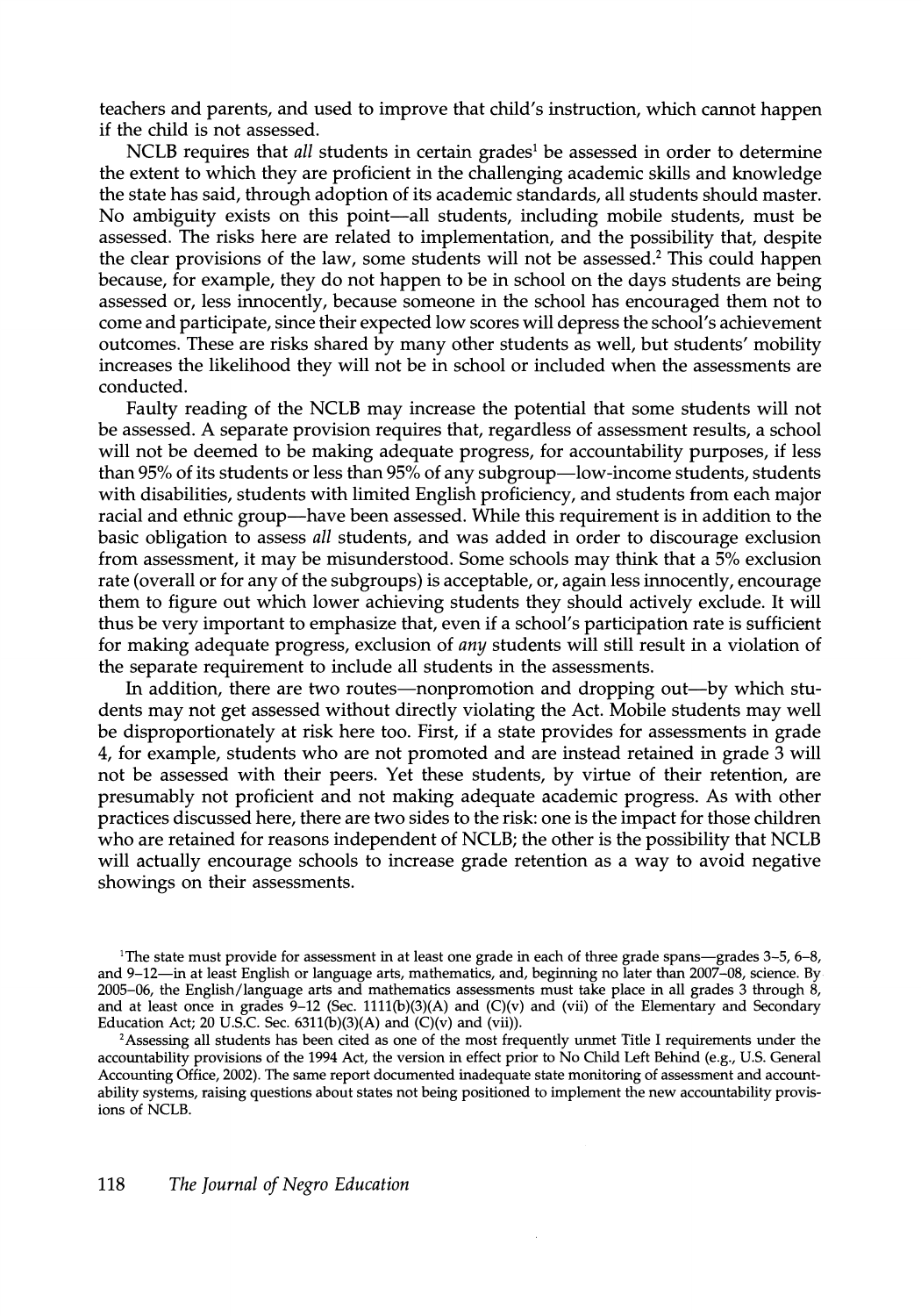teachers and parents, and used to improve that child's instruction, which cannot happen if the child is not assessed.

NCLB requires that *all* students in certain grades[1] be assessed in order to determine the extent to which they are proficient in the challenging academic skills and knowledge the state has said, through adoption of its academic standards, all students should master. No ambiguity exists on this point—all students, including mobile students, must be assessed. The risks here are related to implementation, and the possibility that, despite the clear provisions of the law, some students will not be assessed.[2] This could happen because, for example, they do not happen to be in school on the days students are being assessed or, less innocently, because someone in the school has encouraged them not to come and participate, since their expected low scores will depress the school's achievement outcomes. These are risks shared by many other students as well, but students' mobility increases the likelihood they will not be in school or included when the assessments are conducted.

Faulty reading of the NCLB may increase the potential that some students will not be assessed. A separate provision requires that, regardless of assessment results, a school will not be deemed to be making adequate progress, for accountability purposes, if less than 95% of its students or less than 95% of any subgroup—low-income students, students with disabilities, students with limited English proficiency, and students from each major racial and ethnic group—have been assessed. While this requirement is in addition to the basic obligation to assess *all* students, and was added in order to discourage exclusion from assessment, it may be misunderstood. Some schools may think that a 5% exclusion rate (overall or for any of the subgroups) is acceptable, or, again less innocently, encourage them to figure out which lower achieving students they should actively exclude. It will thus be very important to emphasize that, even if a school's participation rate is sufficient for making adequate progress, exclusion of *any* students will still result in a violation of the separate requirement to include all students in the assessments.

In addition, there are two routes—nonpromotion and dropping out—by which students may not get assessed without directly violating the Act. Mobile students may well be disproportionately at risk here too. First, if a state provides for assessments in grade 4, for example, students who are not promoted and are instead retained in grade 3 will not be assessed with their peers. Yet these students, by virtue of their retention, are presumably not proficient and not making adequate academic progress. As with other practices discussed here, there are two sides to the risk: one is the impact for those children who are retained for reasons independent of NCLB; the other is the possibility that NCLB will actually encourage schools to increase grade retention as a way to avoid negative showings on their assessments.

---

[1] The state must provide for assessment in at least one grade in each of three grade spans—grades 3–5, 6–8, and 9–12—in at least English or language arts, mathematics, and, beginning no later than 2007–08, science. By 2005–06, the English/language arts and mathematics assessments must take place in all grades 3 through 8, and at least once in grades 9–12 (Sec. 1111(b)(3)(A) and (C)(v) and (vii) of the Elementary and Secondary Education Act; 20 U.S.C. Sec. 6311(b)(3)(A) and (C)(v) and (vii)).

[2] Assessing all students has been cited as one of the most frequently unmet Title I requirements under the accountability provisions of the 1994 Act, the version in effect prior to No Child Left Behind (e.g., U.S. General Accounting Office, 2002). The same report documented inadequate state monitoring of assessment and accountability systems, raising questions about states not being positioned to implement the new accountability provisions of NCLB.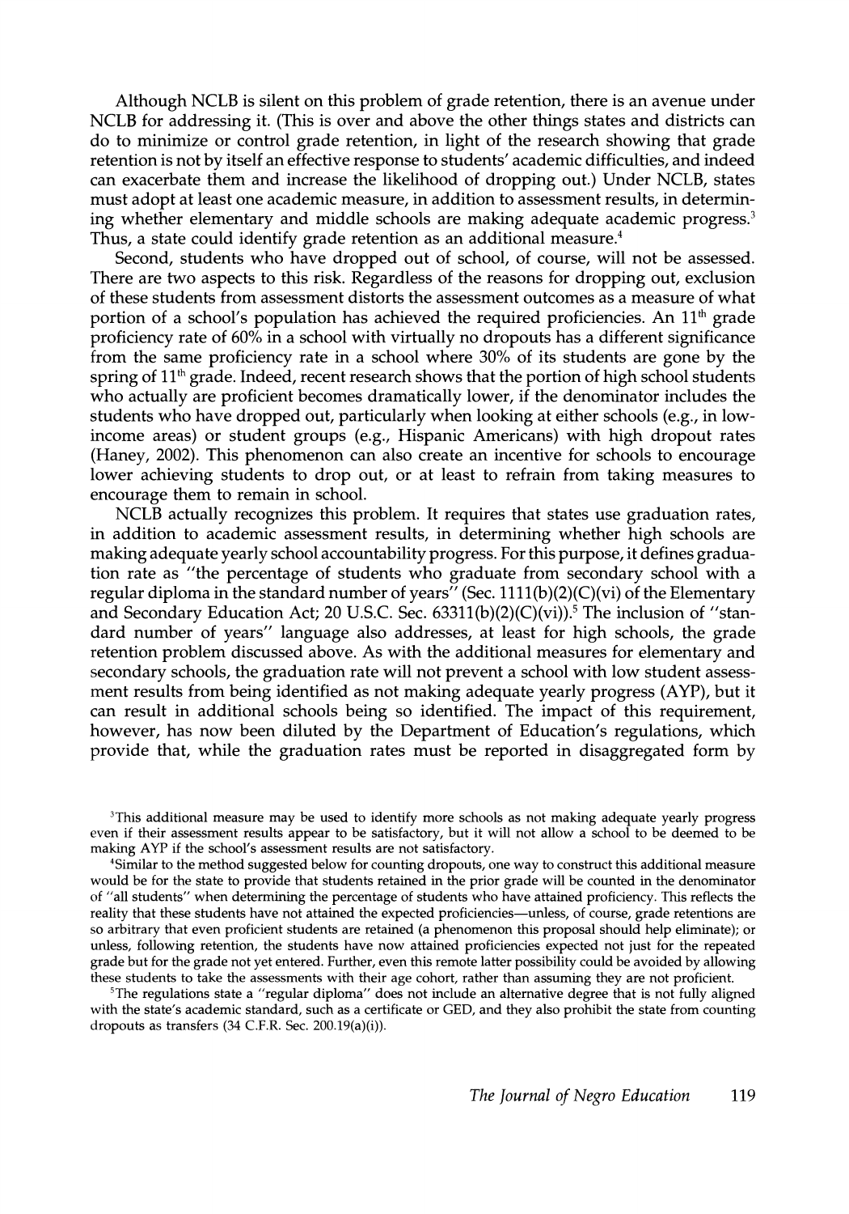Although NCLB is silent on this problem of grade retention, there is an avenue under NCLB for addressing it. (This is over and above the other things states and districts can do to minimize or control grade retention, in light of the research showing that grade retention is not by itself an effective response to students' academic difficulties, and indeed can exacerbate them and increase the likelihood of dropping out.) Under NCLB, states must adopt at least one academic measure, in addition to assessment results, in determining whether elementary and middle schools are making adequate academic progress.[3] Thus, a state could identify grade retention as an additional measure.[4]

Second, students who have dropped out of school, of course, will not be assessed. There are two aspects to this risk. Regardless of the reasons for dropping out, exclusion of these students from assessment distorts the assessment outcomes as a measure of what portion of a school's population has achieved the required proficiencies. An 11th grade proficiency rate of 60% in a school with virtually no dropouts has a different significance from the same proficiency rate in a school where 30% of its students are gone by the spring of 11th grade. Indeed, recent research shows that the portion of high school students who actually are proficient becomes dramatically lower, if the denominator includes the students who have dropped out, particularly when looking at either schools (e.g., in low-income areas) or student groups (e.g., Hispanic Americans) with high dropout rates (Haney, 2002). This phenomenon can also create an incentive for schools to encourage lower achieving students to drop out, or at least to refrain from taking measures to encourage them to remain in school.

NCLB actually recognizes this problem. It requires that states use graduation rates, in addition to academic assessment results, in determining whether high schools are making adequate yearly school accountability progress. For this purpose, it defines graduation rate as "the percentage of students who graduate from secondary school with a regular diploma in the standard number of years" (Sec. 1111(b)(2)(C)(vi) of the Elementary and Secondary Education Act; 20 U.S.C. Sec. 63311(b)(2)(C)(vi)).[5] The inclusion of "standard number of years" language also addresses, at least for high schools, the grade retention problem discussed above. As with the additional measures for elementary and secondary schools, the graduation rate will not prevent a school with low student assessment results from being identified as not making adequate yearly progress (AYP), but it can result in additional schools being so identified. The impact of this requirement, however, has now been diluted by the Department of Education's regulations, which provide that, while the graduation rates must be reported in disaggregated form by

[3]This additional measure may be used to identify more schools as not making adequate yearly progress even if their assessment results appear to be satisfactory, but it will not allow a school to be deemed to be making AYP if the school's assessment results are not satisfactory.

[4]Similar to the method suggested below for counting dropouts, one way to construct this additional measure would be for the state to provide that students retained in the prior grade will be counted in the denominator of "all students" when determining the percentage of students who have attained proficiency. This reflects the reality that these students have not attained the expected proficiencies—unless, of course, grade retentions are so arbitrary that even proficient students are retained (a phenomenon this proposal should help eliminate); or unless, following retention, the students have now attained proficiencies expected not just for the repeated grade but for the grade not yet entered. Further, even this remote latter possibility could be avoided by allowing these students to take the assessments with their age cohort, rather than assuming they are not proficient.

[5]The regulations state a "regular diploma" does not include an alternative degree that is not fully aligned with the state's academic standard, such as a certificate or GED, and they also prohibit the state from counting dropouts as transfers (34 C.F.R. Sec. 200.19(a)(i)).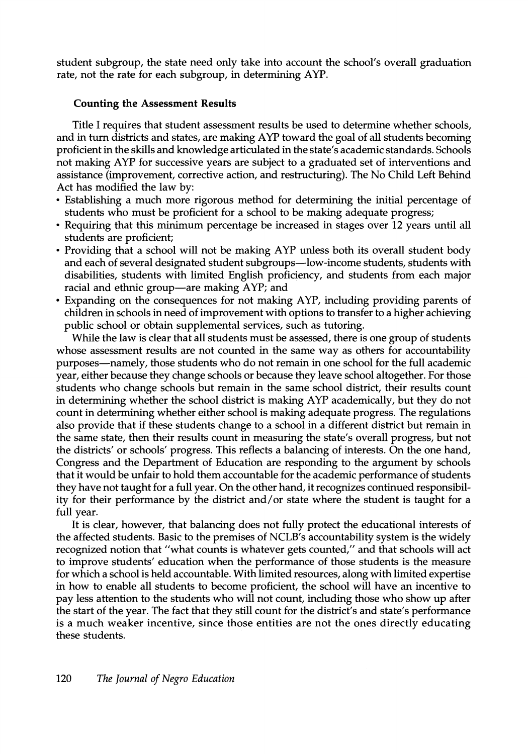student subgroup, the state need only take into account the school's overall graduation rate, not the rate for each subgroup, in determining AYP.

### Counting the Assessment Results

Title I requires that student assessment results be used to determine whether schools, and in turn districts and states, are making AYP toward the goal of all students becoming proficient in the skills and knowledge articulated in the state's academic standards. Schools not making AYP for successive years are subject to a graduated set of interventions and assistance (improvement, corrective action, and restructuring). The No Child Left Behind Act has modified the law by:

- Establishing a much more rigorous method for determining the initial percentage of students who must be proficient for a school to be making adequate progress;
- Requiring that this minimum percentage be increased in stages over 12 years until all students are proficient;
- Providing that a school will not be making AYP unless both its overall student body and each of several designated student subgroups—low-income students, students with disabilities, students with limited English proficiency, and students from each major racial and ethnic group—are making AYP; and
- Expanding on the consequences for not making AYP, including providing parents of children in schools in need of improvement with options to transfer to a higher achieving public school or obtain supplemental services, such as tutoring.

While the law is clear that all students must be assessed, there is one group of students whose assessment results are not counted in the same way as others for accountability purposes—namely, those students who do not remain in one school for the full academic year, either because they change schools or because they leave school altogether. For those students who change schools but remain in the same school district, their results count in determining whether the school district is making AYP academically, but they do not count in determining whether either school is making adequate progress. The regulations also provide that if these students change to a school in a different district but remain in the same state, then their results count in measuring the state's overall progress, but not the districts' or schools' progress. This reflects a balancing of interests. On the one hand, Congress and the Department of Education are responding to the argument by schools that it would be unfair to hold them accountable for the academic performance of students they have not taught for a full year. On the other hand, it recognizes continued responsibility for their performance by the district and/or state where the student is taught for a full year.

It is clear, however, that balancing does not fully protect the educational interests of the affected students. Basic to the premises of NCLB's accountability system is the widely recognized notion that "what counts is whatever gets counted," and that schools will act to improve students' education when the performance of those students is the measure for which a school is held accountable. With limited resources, along with limited expertise in how to enable all students to become proficient, the school will have an incentive to pay less attention to the students who will not count, including those who show up after the start of the year. The fact that they still count for the district's and state's performance is a much weaker incentive, since those entities are not the ones directly educating these students.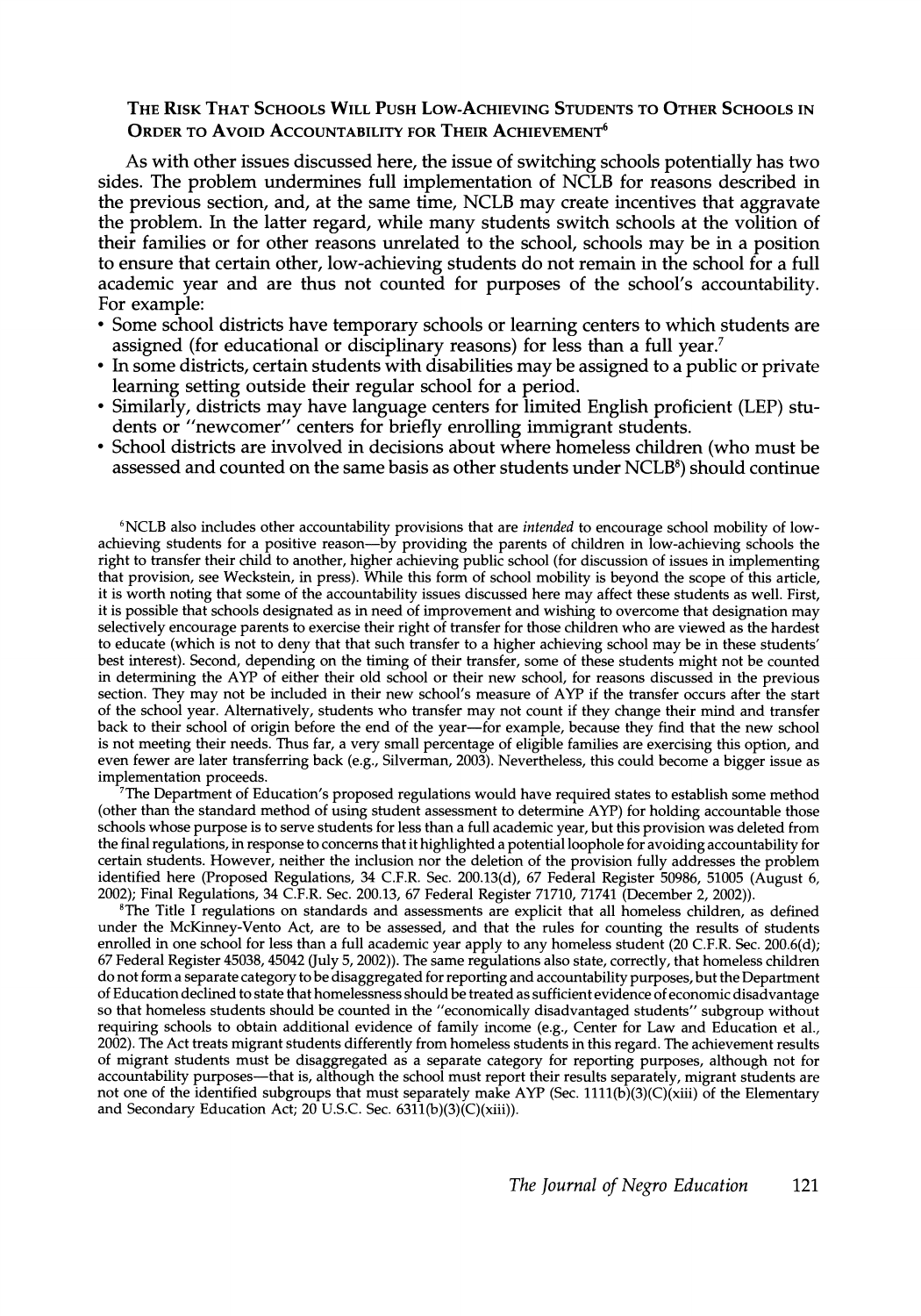### The Risk That Schools Will Push Low-Achieving Students to Other Schools in Order to Avoid Accountability for Their Achievement[6]

As with other issues discussed here, the issue of switching schools potentially has two sides. The problem undermines full implementation of NCLB for reasons described in the previous section, and, at the same time, NCLB may create incentives that aggravate the problem. In the latter regard, while many students switch schools at the volition of their families or for other reasons unrelated to the school, schools may be in a position to ensure that certain other, low-achieving students do not remain in the school for a full academic year and are thus not counted for purposes of the school's accountability. For example:

- Some school districts have temporary schools or learning centers to which students are assigned (for educational or disciplinary reasons) for less than a full year.[7]
- In some districts, certain students with disabilities may be assigned to a public or private learning setting outside their regular school for a period.
- Similarly, districts may have language centers for limited English proficient (LEP) students or "newcomer" centers for briefly enrolling immigrant students.
- School districts are involved in decisions about where homeless children (who must be assessed and counted on the same basis as other students under NCLB[8]) should continue

[6]NCLB also includes other accountability provisions that are *intended* to encourage school mobility of low-achieving students for a positive reason—by providing the parents of children in low-achieving schools the right to transfer their child to another, higher achieving public school (for discussion of issues in implementing that provision, see Weckstein, in press). While this form of school mobility is beyond the scope of this article, it is worth noting that some of the accountability issues discussed here may affect these students as well. First, it is possible that schools designated as in need of improvement and wishing to overcome that designation may selectively encourage parents to exercise their right of transfer for those children who are viewed as the hardest to educate (which is not to deny that that such transfer to a higher achieving school may be in these students' best interest). Second, depending on the timing of their transfer, some of these students might not be counted in determining the AYP of either their old school or their new school, for reasons discussed in the previous section. They may not be included in their new school's measure of AYP if the transfer occurs after the start of the school year. Alternatively, students who transfer may not count if they change their mind and transfer back to their school of origin before the end of the year—for example, because they find that the new school is not meeting their needs. Thus far, a very small percentage of eligible families are exercising this option, and even fewer are later transferring back (e.g., Silverman, 2003). Nevertheless, this could become a bigger issue as implementation proceeds.

[7]The Department of Education's proposed regulations would have required states to establish some method (other than the standard method of using student assessment to determine AYP) for holding accountable those schools whose purpose is to serve students for less than a full academic year, but this provision was deleted from the final regulations, in response to concerns that it highlighted a potential loophole for avoiding accountability for certain students. However, neither the inclusion nor the deletion of the provision fully addresses the problem identified here (Proposed Regulations, 34 C.F.R. Sec. 200.13(d), 67 Federal Register 50986, 51005 (August 6, 2002); Final Regulations, 34 C.F.R. Sec. 200.13, 67 Federal Register 71710, 71741 (December 2, 2002)).

[8]The Title I regulations on standards and assessments are explicit that all homeless children, as defined under the McKinney-Vento Act, are to be assessed, and that the rules for counting the results of students enrolled in one school for less than a full academic year apply to any homeless student (20 C.F.R. Sec. 200.6(d); 67 Federal Register 45038, 45042 (July 5, 2002)). The same regulations also state, correctly, that homeless children do not form a separate category to be disaggregated for reporting and accountability purposes, but the Department of Education declined to state that homelessness should be treated as sufficient evidence of economic disadvantage so that homeless students should be counted in the "economically disadvantaged students" subgroup without requiring schools to obtain additional evidence of family income (e.g., Center for Law and Education et al., 2002). The Act treats migrant students differently from homeless students in this regard. The achievement results of migrant students must be disaggregated as a separate category for reporting purposes, although not for accountability purposes—that is, although the school must report their results separately, migrant students are not one of the identified subgroups that must separately make AYP (Sec. 1111(b)(3)(C)(xiii) of the Elementary and Secondary Education Act; 20 U.S.C. Sec. 6311(b)(3)(C)(xiii)).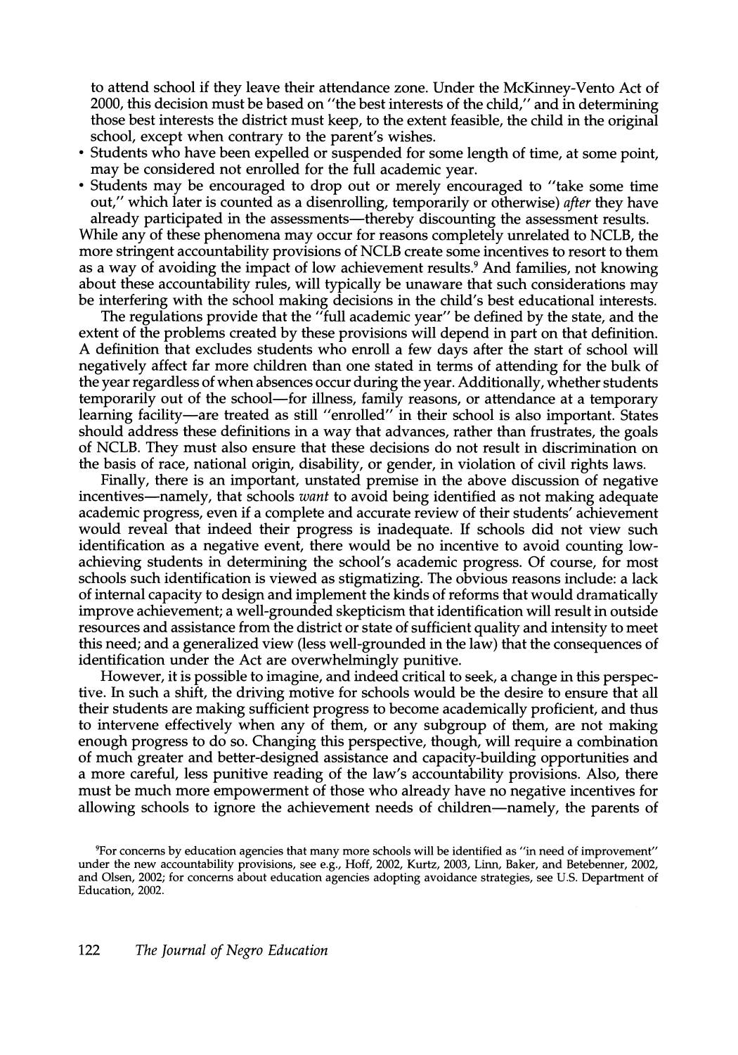to attend school if they leave their attendance zone. Under the McKinney-Vento Act of 2000, this decision must be based on "the best interests of the child," and in determining those best interests the district must keep, to the extent feasible, the child in the original school, except when contrary to the parent's wishes.

- Students who have been expelled or suspended for some length of time, at some point, may be considered not enrolled for the full academic year.
- Students may be encouraged to drop out or merely encouraged to "take some time out," which later is counted as a disenrolling, temporarily or otherwise) *after* they have already participated in the assessments—thereby discounting the assessment results.

While any of these phenomena may occur for reasons completely unrelated to NCLB, the more stringent accountability provisions of NCLB create some incentives to resort to them as a way of avoiding the impact of low achievement results.[9] And families, not knowing about these accountability rules, will typically be unaware that such considerations may be interfering with the school making decisions in the child's best educational interests.

The regulations provide that the "full academic year" be defined by the state, and the extent of the problems created by these provisions will depend in part on that definition. A definition that excludes students who enroll a few days after the start of school will negatively affect far more children than one stated in terms of attending for the bulk of the year regardless of when absences occur during the year. Additionally, whether students temporarily out of the school—for illness, family reasons, or attendance at a temporary learning facility—are treated as still "enrolled" in their school is also important. States should address these definitions in a way that advances, rather than frustrates, the goals of NCLB. They must also ensure that these decisions do not result in discrimination on the basis of race, national origin, disability, or gender, in violation of civil rights laws.

Finally, there is an important, unstated premise in the above discussion of negative incentives—namely, that schools *want* to avoid being identified as not making adequate academic progress, even if a complete and accurate review of their students' achievement would reveal that indeed their progress is inadequate. If schools did not view such identification as a negative event, there would be no incentive to avoid counting low-achieving students in determining the school's academic progress. Of course, for most schools such identification is viewed as stigmatizing. The obvious reasons include: a lack of internal capacity to design and implement the kinds of reforms that would dramatically improve achievement; a well-grounded skepticism that identification will result in outside resources and assistance from the district or state of sufficient quality and intensity to meet this need; and a generalized view (less well-grounded in the law) that the consequences of identification under the Act are overwhelmingly punitive.

However, it is possible to imagine, and indeed critical to seek, a change in this perspective. In such a shift, the driving motive for schools would be the desire to ensure that all their students are making sufficient progress to become academically proficient, and thus to intervene effectively when any of them, or any subgroup of them, are not making enough progress to do so. Changing this perspective, though, will require a combination of much greater and better-designed assistance and capacity-building opportunities and a more careful, less punitive reading of the law's accountability provisions. Also, there must be much more empowerment of those who already have no negative incentives for allowing schools to ignore the achievement needs of children—namely, the parents of

[9]For concerns by education agencies that many more schools will be identified as "in need of improvement" under the new accountability provisions, see e.g., Hoff, 2002, Kurtz, 2003, Linn, Baker, and Betebenner, 2002, and Olsen, 2002; for concerns about education agencies adopting avoidance strategies, see U.S. Department of Education, 2002.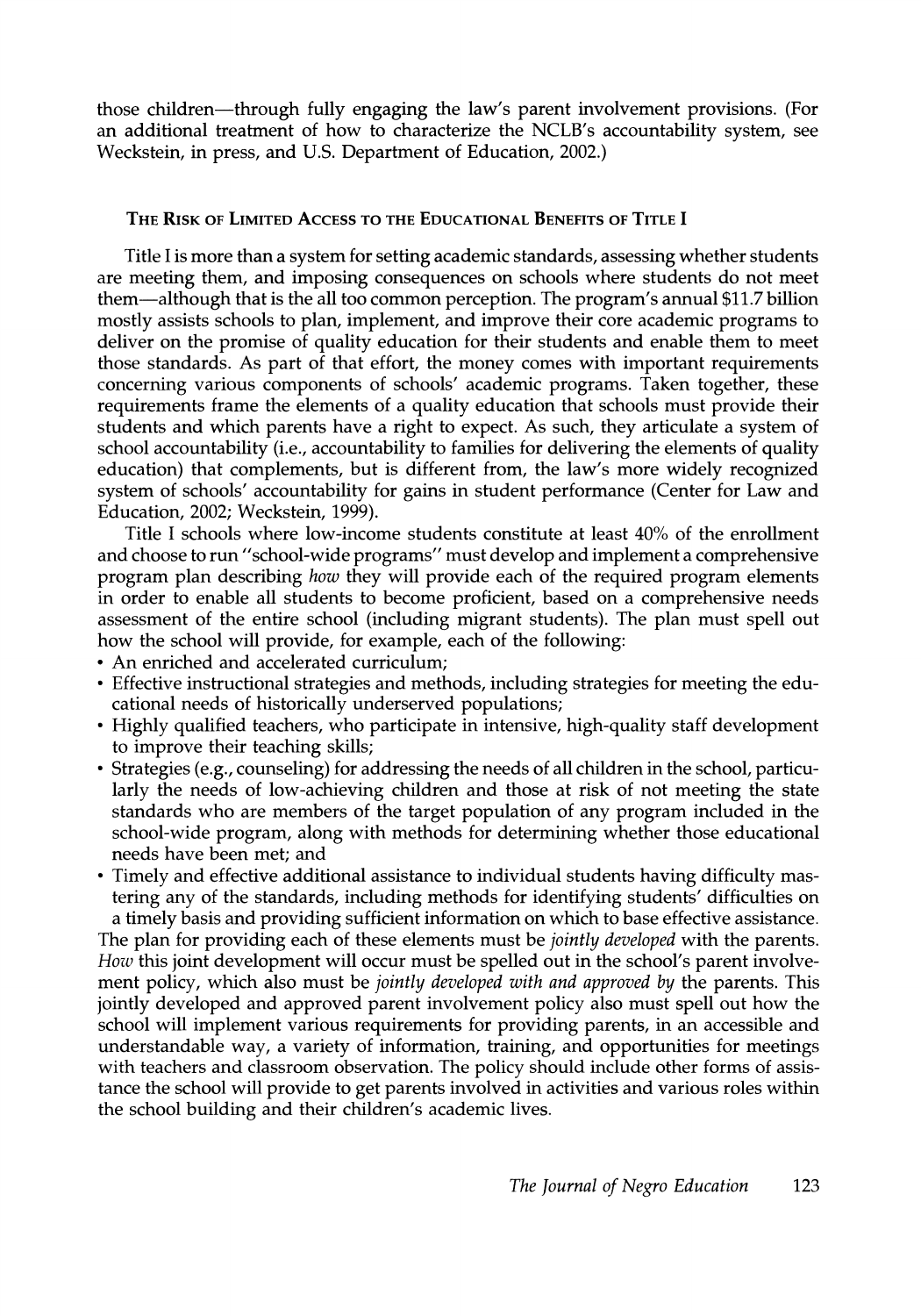those children—through fully engaging the law's parent involvement provisions. (For an additional treatment of how to characterize the NCLB's accountability system, see Weckstein, in press, and U.S. Department of Education, 2002.)

### The Risk of Limited Access to the Educational Benefits of Title I

Title I is more than a system for setting academic standards, assessing whether students are meeting them, and imposing consequences on schools where students do not meet them—although that is the all too common perception. The program's annual $11.7 billion mostly assists schools to plan, implement, and improve their core academic programs to deliver on the promise of quality education for their students and enable them to meet those standards. As part of that effort, the money comes with important requirements concerning various components of schools' academic programs. Taken together, these requirements frame the elements of a quality education that schools must provide their students and which parents have a right to expect. As such, they articulate a system of school accountability (i.e., accountability to families for delivering the elements of quality education) that complements, but is different from, the law's more widely recognized system of schools' accountability for gains in student performance (Center for Law and Education, 2002; Weckstein, 1999).

Title I schools where low-income students constitute at least 40% of the enrollment and choose to run "school-wide programs" must develop and implement a comprehensive program plan describing *how* they will provide each of the required program elements in order to enable all students to become proficient, based on a comprehensive needs assessment of the entire school (including migrant students). The plan must spell out how the school will provide, for example, each of the following:

- An enriched and accelerated curriculum;
- Effective instructional strategies and methods, including strategies for meeting the educational needs of historically underserved populations;
- Highly qualified teachers, who participate in intensive, high-quality staff development to improve their teaching skills;
- Strategies (e.g., counseling) for addressing the needs of all children in the school, particularly the needs of low-achieving children and those at risk of not meeting the state standards who are members of the target population of any program included in the school-wide program, along with methods for determining whether those educational needs have been met; and
- Timely and effective additional assistance to individual students having difficulty mastering any of the standards, including methods for identifying students' difficulties on a timely basis and providing sufficient information on which to base effective assistance.

The plan for providing each of these elements must be *jointly developed* with the parents. *How* this joint development will occur must be spelled out in the school's parent involvement policy, which also must be *jointly developed with and approved by* the parents. This jointly developed and approved parent involvement policy also must spell out how the school will implement various requirements for providing parents, in an accessible and understandable way, a variety of information, training, and opportunities for meetings with teachers and classroom observation. The policy should include other forms of assistance the school will provide to get parents involved in activities and various roles within the school building and their children's academic lives.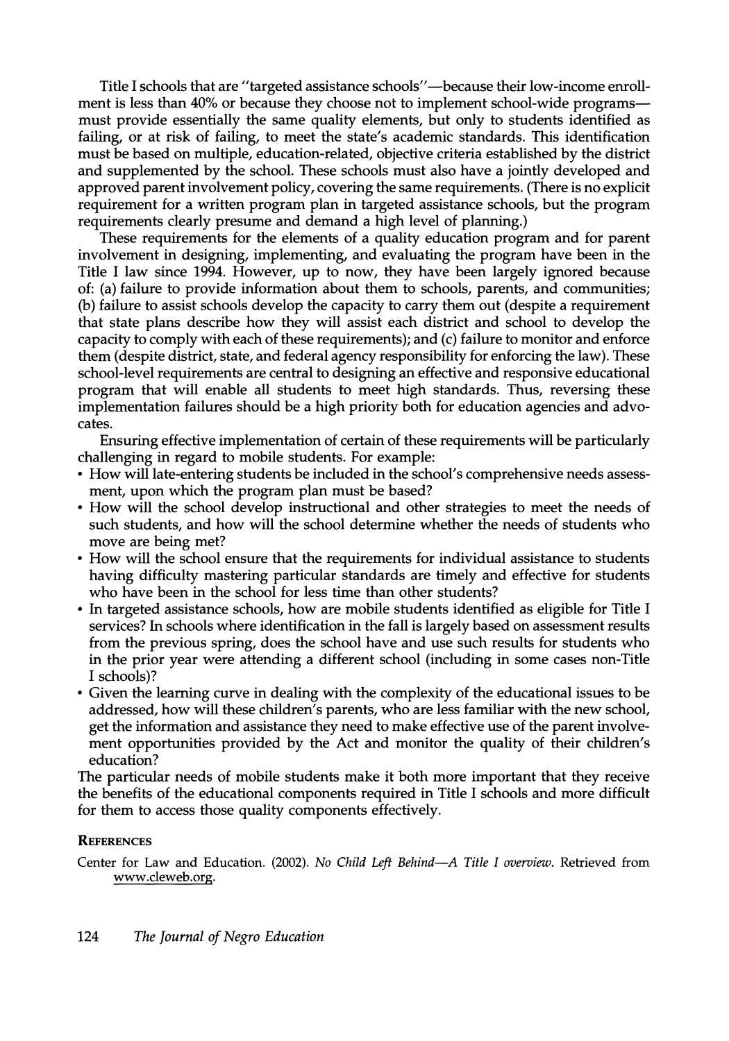Title I schools that are "targeted assistance schools"—because their low-income enrollment is less than 40% or because they choose not to implement school-wide programs—must provide essentially the same quality elements, but only to students identified as failing, or at risk of failing, to meet the state's academic standards. This identification must be based on multiple, education-related, objective criteria established by the district and supplemented by the school. These schools must also have a jointly developed and approved parent involvement policy, covering the same requirements. (There is no explicit requirement for a written program plan in targeted assistance schools, but the program requirements clearly presume and demand a high level of planning.)

These requirements for the elements of a quality education program and for parent involvement in designing, implementing, and evaluating the program have been in the Title I law since 1994. However, up to now, they have been largely ignored because of: (a) failure to provide information about them to schools, parents, and communities; (b) failure to assist schools develop the capacity to carry them out (despite a requirement that state plans describe how they will assist each district and school to develop the capacity to comply with each of these requirements); and (c) failure to monitor and enforce them (despite district, state, and federal agency responsibility for enforcing the law). These school-level requirements are central to designing an effective and responsive educational program that will enable all students to meet high standards. Thus, reversing these implementation failures should be a high priority both for education agencies and advocates.

Ensuring effective implementation of certain of these requirements will be particularly challenging in regard to mobile students. For example:

- How will late-entering students be included in the school's comprehensive needs assessment, upon which the program plan must be based?
- How will the school develop instructional and other strategies to meet the needs of such students, and how will the school determine whether the needs of students who move are being met?
- How will the school ensure that the requirements for individual assistance to students having difficulty mastering particular standards are timely and effective for students who have been in the school for less time than other students?
- In targeted assistance schools, how are mobile students identified as eligible for Title I services? In schools where identification in the fall is largely based on assessment results from the previous spring, does the school have and use such results for students who in the prior year were attending a different school (including in some cases non-Title I schools)?
- Given the learning curve in dealing with the complexity of the educational issues to be addressed, how will these children's parents, who are less familiar with the new school, get the information and assistance they need to make effective use of the parent involvement opportunities provided by the Act and monitor the quality of their children's education?

The particular needs of mobile students make it both more important that they receive the benefits of the educational components required in Title I schools and more difficult for them to access those quality components effectively.

## References

Center for Law and Education. (2002). *No Child Left Behind—A Title I overview.* Retrieved from www.cleweb.org.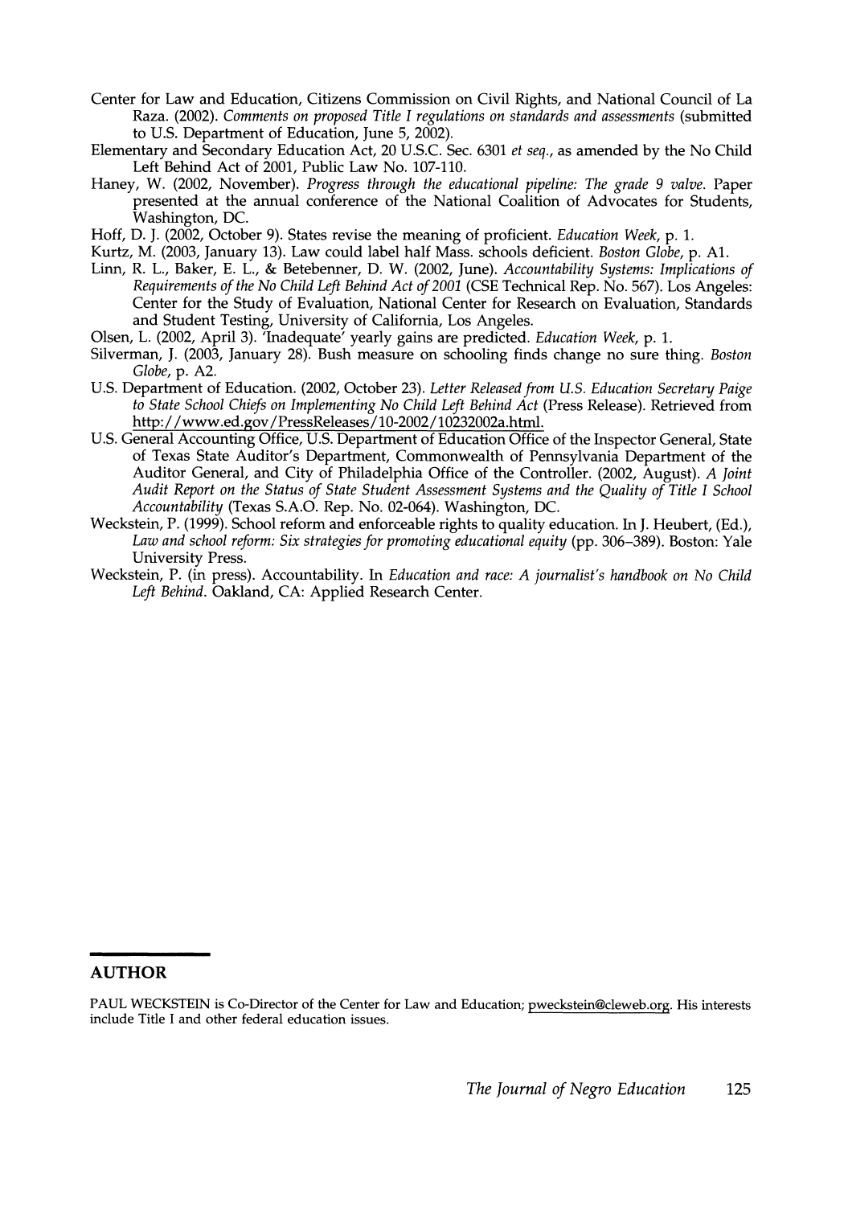Center for Law and Education, Citizens Commission on Civil Rights, and National Council of La Raza. (2002). *Comments on proposed Title I regulations on standards and assessments* (submitted to U.S. Department of Education, June 5, 2002).

Elementary and Secondary Education Act, 20 U.S.C. Sec. 6301 *et seq.*, as amended by the No Child Left Behind Act of 2001, Public Law No. 107-110.

Haney, W. (2002, November). *Progress through the educational pipeline: The grade 9 valve.* Paper presented at the annual conference of the National Coalition of Advocates for Students, Washington, DC.

Hoff, D. J. (2002, October 9). States revise the meaning of proficient. *Education Week*, p. 1.

Kurtz, M. (2003, January 13). Law could label half Mass. schools deficient. *Boston Globe*, p. A1.

Linn, R. L., Baker, E. L., & Betebenner, D. W. (2002, June). *Accountability Systems: Implications of Requirements of the No Child Left Behind Act of 2001* (CSE Technical Rep. No. 567). Los Angeles: Center for the Study of Evaluation, National Center for Research on Evaluation, Standards and Student Testing, University of California, Los Angeles.

Olsen, L. (2002, April 3). 'Inadequate' yearly gains are predicted. *Education Week*, p. 1.

Silverman, J. (2003, January 28). Bush measure on schooling finds change no sure thing. *Boston Globe*, p. A2.

U.S. Department of Education. (2002, October 23). *Letter Released from U.S. Education Secretary Paige to State School Chiefs on Implementing No Child Left Behind Act* (Press Release). Retrieved from http://www.ed.gov/PressReleases/10-2002/10232002a.html.

U.S. General Accounting Office, U.S. Department of Education Office of the Inspector General, State of Texas State Auditor's Department, Commonwealth of Pennsylvania Department of the Auditor General, and City of Philadelphia Office of the Controller. (2002, August). *A Joint Audit Report on the Status of State Student Assessment Systems and the Quality of Title I School Accountability* (Texas S.A.O. Rep. No. 02-064). Washington, DC.

Weckstein, P. (1999). School reform and enforceable rights to quality education. In J. Heubert, (Ed.), *Law and school reform: Six strategies for promoting educational equity* (pp. 306–389). Boston: Yale University Press.

Weckstein, P. (in press). Accountability. In *Education and race: A journalist's handbook on No Child Left Behind.* Oakland, CA: Applied Research Center.

## AUTHOR

PAUL WECKSTEIN is Co-Director of the Center for Law and Education; pweckstein@cleweb.org. His interests include Title I and other federal education issues.